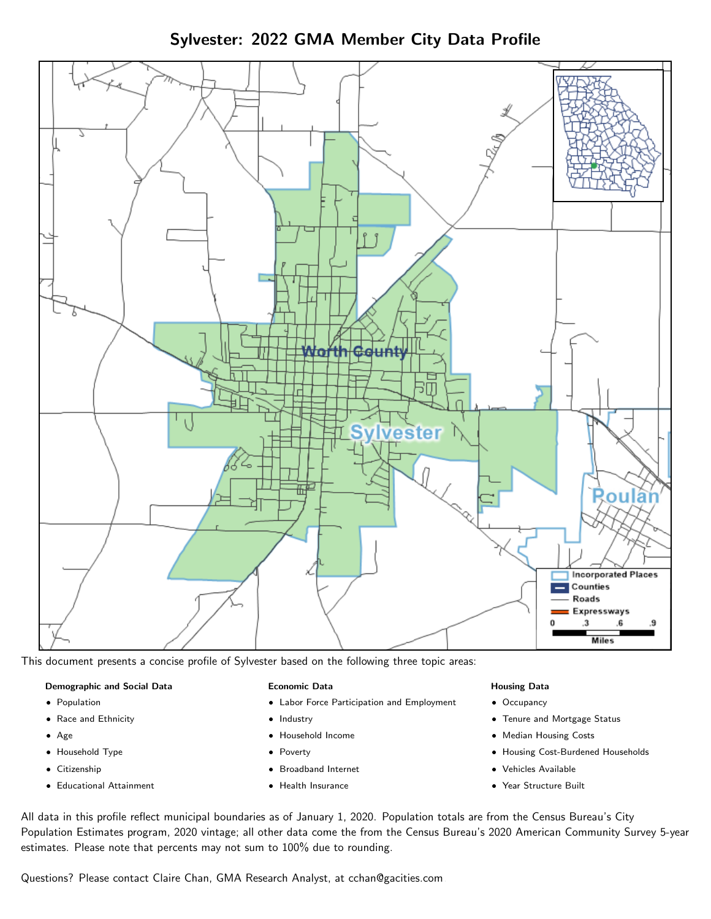# Sylvester: 2022 GMA Member City Data Profile

This document presents a concise profile of Sylvester based on the following three topic areas:

**Demographic and Social Data**

- Population
- Race and Ethnicity
- Age
- Household Type
- Citizenship
- Educational Attainment

**Economic Data**

- Labor Force Participation and Employment
- Industry
- Household Income
- Poverty
- Broadband Internet
- Health Insurance

**Housing Data**

- Occupancy
- Tenure and Mortgage Status
- Median Housing Costs
- Housing Cost-Burdened Households
- Vehicles Available
- Year Structure Built

All data in this profile reflect municipal boundaries as of January 1, 2020. Population totals are from the Census Bureau's City Population Estimates program, 2020 vintage; all other data come the from the Census Bureau's 2020 American Community Survey 5-year estimates. Please note that percents may not sum to 100% due to rounding.

Questions? Please contact Claire Chan, GMA Research Analyst, at cchan@gacities.com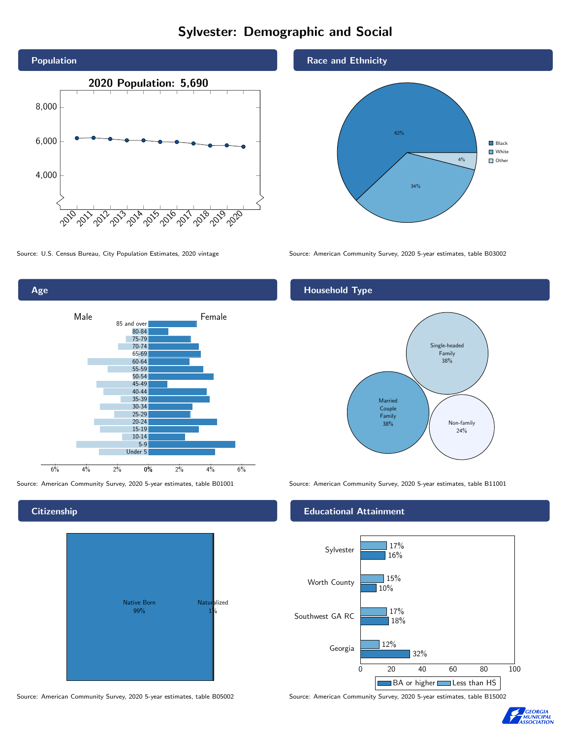# Sylvester: Demographic and Social

## Population

2020 Population: 5,690

| Year | Population |
|---|---|
| 2010 | ~6,200 |
| 2011 | ~6,200 |
| 2012 | ~6,150 |
| 2013 | ~6,050 |
| 2014 | ~6,050 |
| 2015 | ~5,950 |
| 2016 | ~5,950 |
| 2017 | ~5,900 |
| 2018 | ~5,750 |
| 2019 | ~5,750 |
| 2020 | 5,690 |

Source: U.S. Census Bureau, City Population Estimates, 2020 vintage

## Race and Ethnicity

| Race | Percent |
|---|---|
| Black | 62% |
| White | 34% |
| Other | 4% |

Source: American Community Survey, 2020 5-year estimates, table B03002

## Age

Population pyramid by sex (Male / Female) for age groups: 85 and over, 80-84, 75-79, 70-74, 65-69, 60-64, 55-59, 50-54, 45-49, 40-44, 35-39, 30-34, 25-29, 20-24, 15-19, 10-14, 5-9, Under 5. Axis: 6%, 4%, 2%, 0%, 2%, 4%, 6%.

Source: American Community Survey, 2020 5-year estimates, table B01001

## Household Type

| Household Type | Percent |
|---|---|
| Single-headed Family | 38% |
| Married Couple Family | 38% |
| Non-family | 24% |

Source: American Community Survey, 2020 5-year estimates, table B11001

## Citizenship

| Citizenship | Percent |
|---|---|
| Native Born | 99% |
| Naturalized | 1% |

Source: American Community Survey, 2020 5-year estimates, table B05002

## Educational Attainment

| Area | Less than HS | BA or higher |
|---|---|---|
| Sylvester | 17% | 16% |
| Worth County | 15% | 10% |
| Southwest GA RC | 17% | 18% |
| Georgia | 12% | 32% |

Source: American Community Survey, 2020 5-year estimates, table B15002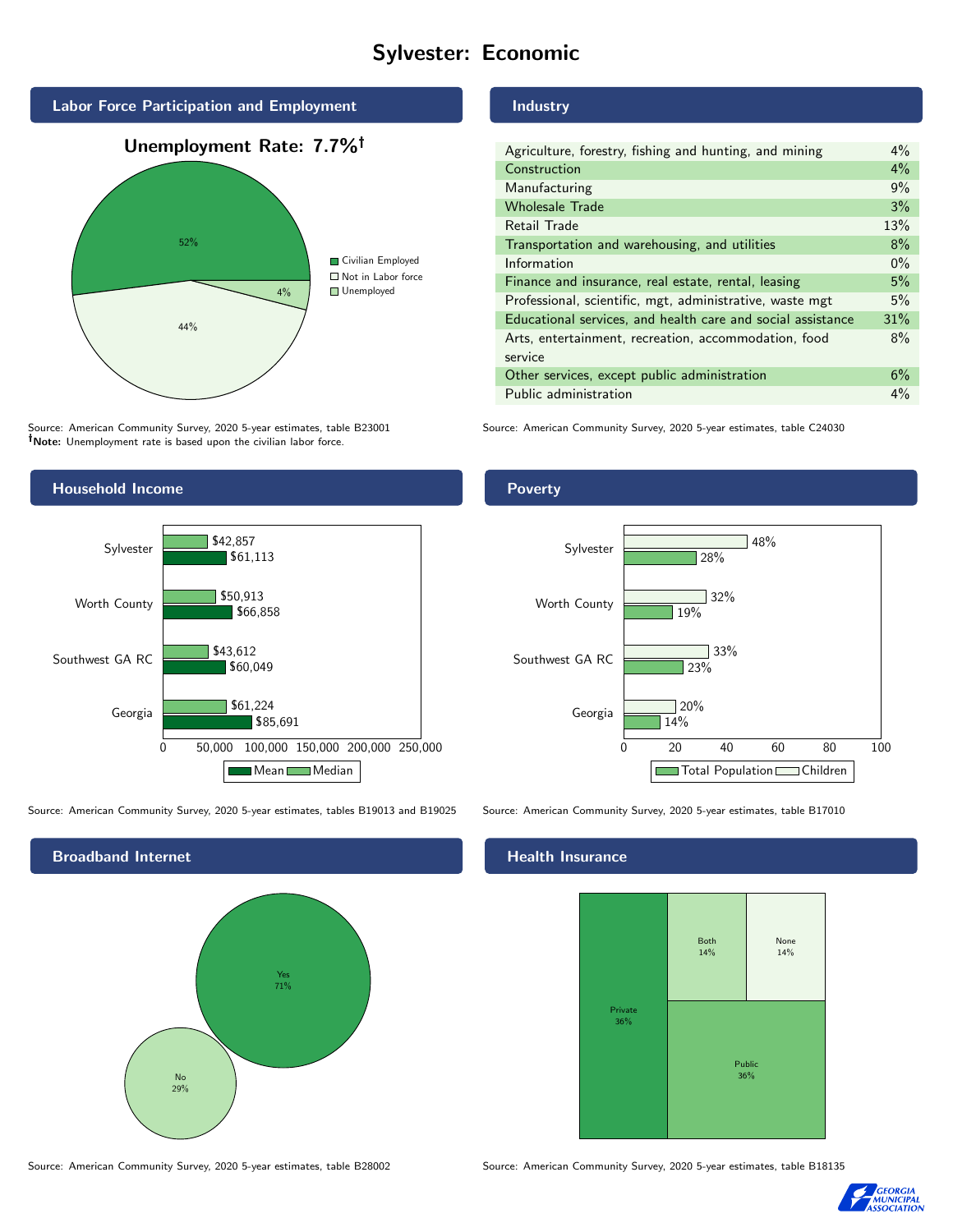# Sylvester: Economic

## Labor Force Participation and Employment

**Unemployment Rate: 7.7%†**

| Category | Percent |
|---|---|
| Civilian Employed | 52% |
| Not in Labor force | 44% |
| Unemployed | 4% |

Source: American Community Survey, 2020 5-year estimates, table B23001
**†Note:** Unemployment rate is based upon the civilian labor force.

## Industry

| Industry | Percent |
|---|---|
| Agriculture, forestry, fishing and hunting, and mining | 4% |
| Construction | 4% |
| Manufacturing | 9% |
| Wholesale Trade | 3% |
| Retail Trade | 13% |
| Transportation and warehousing, and utilities | 8% |
| Information | 0% |
| Finance and insurance, real estate, rental, leasing | 5% |
| Professional, scientific, mgt, administrative, waste mgt | 5% |
| Educational services, and health care and social assistance | 31% |
| Arts, entertainment, recreation, accommodation, food service | 8% |
| Other services, except public administration | 6% |
| Public administration | 4% |

Source: American Community Survey, 2020 5-year estimates, table C24030

## Household Income

| Area | Median | Mean |
|---|---|---|
| Sylvester | $42,857 | $61,113 |
| Worth County | $50,913 | $66,858 |
| Southwest GA RC | $43,612 | $60,049 |
| Georgia | $61,224 | $85,691 |

Source: American Community Survey, 2020 5-year estimates, tables B19013 and B19025

## Poverty

| Area | Children | Total Population |
|---|---|---|
| Sylvester | 48% | 28% |
| Worth County | 32% | 19% |
| Southwest GA RC | 33% | 23% |
| Georgia | 20% | 14% |

Source: American Community Survey, 2020 5-year estimates, table B17010

## Broadband Internet

| Response | Percent |
|---|---|
| Yes | 71% |
| No | 29% |

Source: American Community Survey, 2020 5-year estimates, table B28002

## Health Insurance

| Type | Percent |
|---|---|
| Private | 36% |
| Public | 36% |
| Both | 14% |
| None | 14% |

Source: American Community Survey, 2020 5-year estimates, table B18135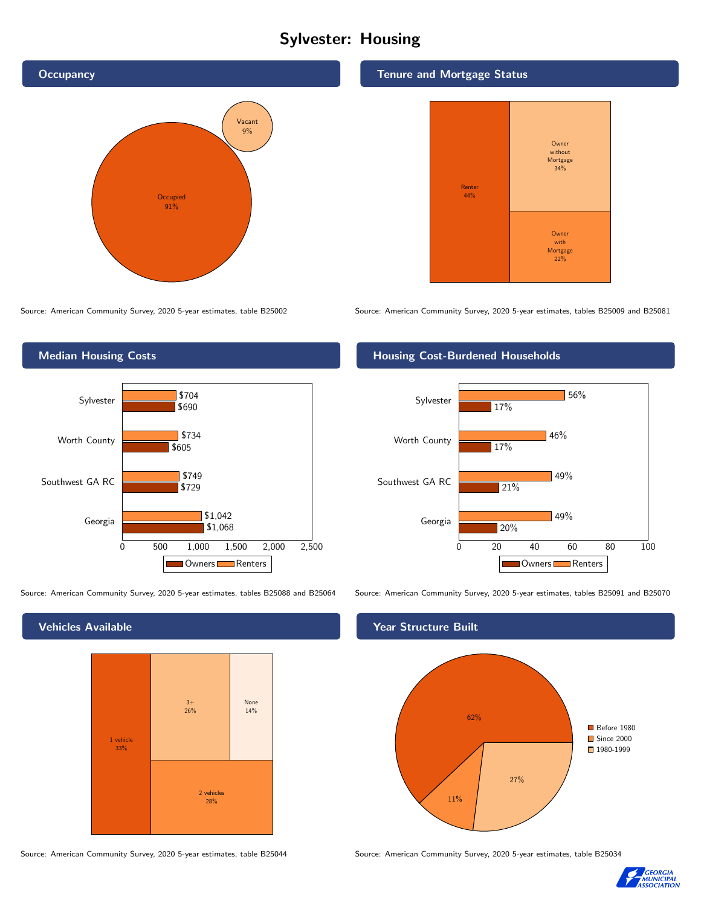# Sylvester: Housing

## Occupancy

Vacant
9%

Occupied
91%

Source: American Community Survey, 2020 5-year estimates, table B25002

## Tenure and Mortgage Status

Renter
44%

Owner
without
Mortgage
34%

Owner
with
Mortgage
22%

Source: American Community Survey, 2020 5-year estimates, tables B25009 and B25081

## Median Housing Costs

Sylvester
$704
$690

Worth County
$734
$605

Southwest GA RC
$749
$729

Georgia
$1,042
$1,068

0 500 1,000 1,500 2,000 2,500

Owners Renters

Source: American Community Survey, 2020 5-year estimates, tables B25088 and B25064

## Housing Cost-Burdened Households

Sylvester
56%
17%

Worth County
46%
17%

Southwest GA RC
49%
21%

Georgia
49%
20%

0 20 40 60 80 100

Owners Renters

Source: American Community Survey, 2020 5-year estimates, tables B25091 and B25070

## Vehicles Available

1 vehicle
33%

3+
26%

None
14%

2 vehicles
28%

Source: American Community Survey, 2020 5-year estimates, table B25044

## Year Structure Built

62%

11%

27%

Before 1980
Since 2000
1980-1999

Source: American Community Survey, 2020 5-year estimates, table B25034

GEORGIA MUNICIPAL ASSOCIATION